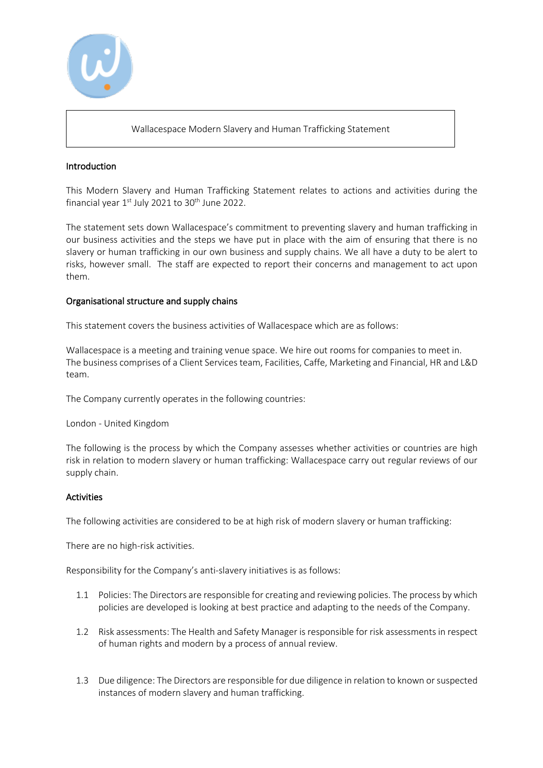# Wallacespace Modern Slavery and Human Trafficking Statement

## Introduction

This Modern Slavery and Human Trafficking Statement relates to actions and activities during the financial year 1st July 2021 to 30th June 2022.

The statement sets down Wallacespace's commitment to preventing slavery and human trafficking in our business activities and the steps we have put in place with the aim of ensuring that there is no slavery or human trafficking in our own business and supply chains. We all have a duty to be alert to risks, however small. The staff are expected to report their concerns and management to act upon them.

## Organisational structure and supply chains

This statement covers the business activities of Wallacespace which are as follows:

Wallacespace is a meeting and training venue space. We hire out rooms for companies to meet in. The business comprises of a Client Services team, Facilities, Caffe, Marketing and Financial, HR and L&D team.

The Company currently operates in the following countries:

London - United Kingdom

The following is the process by which the Company assesses whether activities or countries are high risk in relation to modern slavery or human trafficking: Wallacespace carry out regular reviews of our supply chain.

## Activities

The following activities are considered to be at high risk of modern slavery or human trafficking:

There are no high-risk activities.

Responsibility for the Company's anti-slavery initiatives is as follows:

1.1 Policies: The Directors are responsible for creating and reviewing policies. The process by which policies are developed is looking at best practice and adapting to the needs of the Company.

1.2 Risk assessments: The Health and Safety Manager is responsible for risk assessments in respect of human rights and modern by a process of annual review.

1.3 Due diligence: The Directors are responsible for due diligence in relation to known or suspected instances of modern slavery and human trafficking.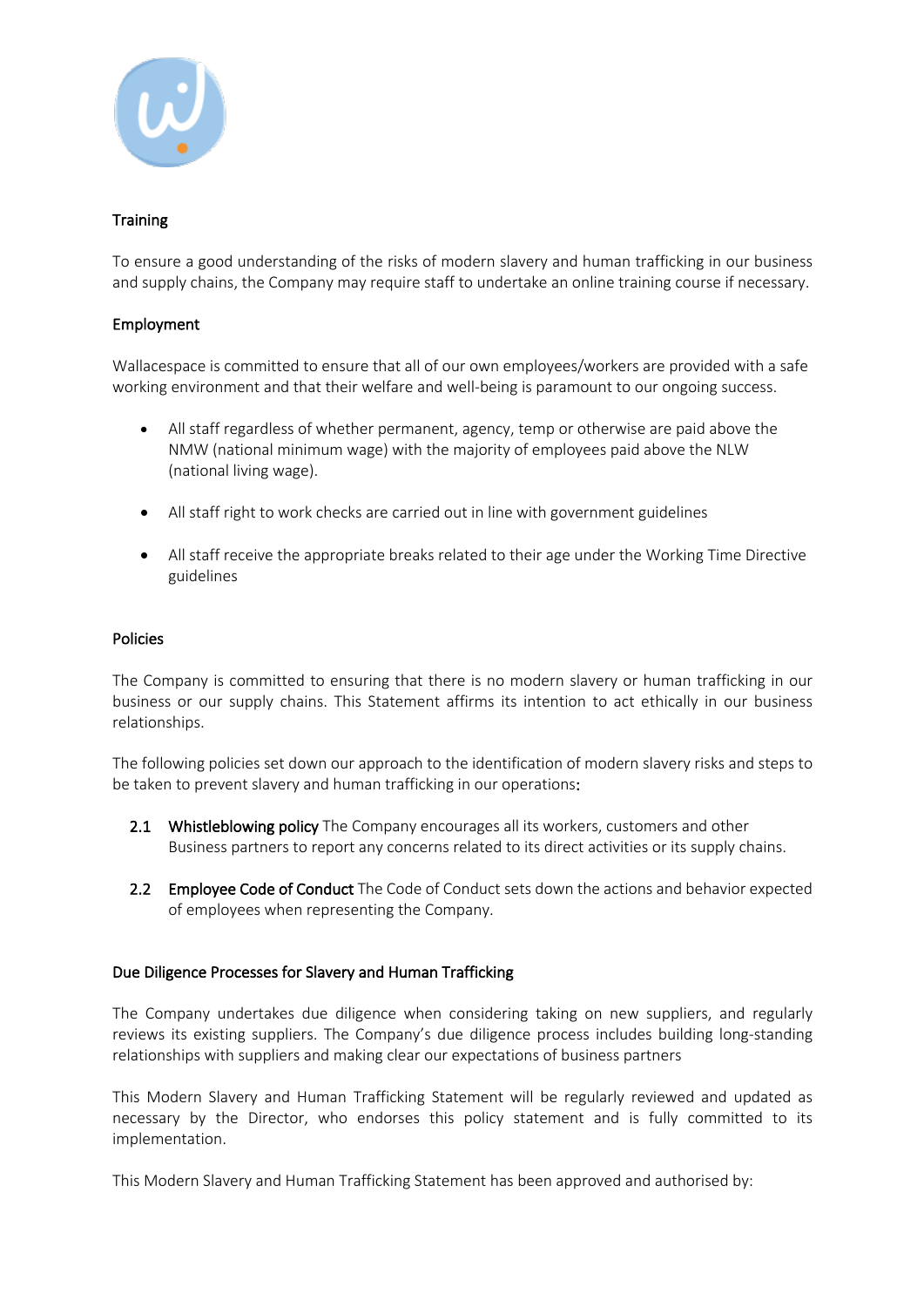## Training

To ensure a good understanding of the risks of modern slavery and human trafficking in our business and supply chains, the Company may require staff to undertake an online training course if necessary.

## Employment

Wallacespace is committed to ensure that all of our own employees/workers are provided with a safe working environment and that their welfare and well-being is paramount to our ongoing success.

- All staff regardless of whether permanent, agency, temp or otherwise are paid above the NMW (national minimum wage) with the majority of employees paid above the NLW (national living wage).
- All staff right to work checks are carried out in line with government guidelines
- All staff receive the appropriate breaks related to their age under the Working Time Directive guidelines

## Policies

The Company is committed to ensuring that there is no modern slavery or human trafficking in our business or our supply chains. This Statement affirms its intention to act ethically in our business relationships.

The following policies set down our approach to the identification of modern slavery risks and steps to be taken to prevent slavery and human trafficking in our operations:

2.1 **Whistleblowing policy** The Company encourages all its workers, customers and other Business partners to report any concerns related to its direct activities or its supply chains.

2.2 **Employee Code of Conduct** The Code of Conduct sets down the actions and behavior expected of employees when representing the Company.

## Due Diligence Processes for Slavery and Human Trafficking

The Company undertakes due diligence when considering taking on new suppliers, and regularly reviews its existing suppliers. The Company's due diligence process includes building long-standing relationships with suppliers and making clear our expectations of business partners

This Modern Slavery and Human Trafficking Statement will be regularly reviewed and updated as necessary by the Director, who endorses this policy statement and is fully committed to its implementation.

This Modern Slavery and Human Trafficking Statement has been approved and authorised by: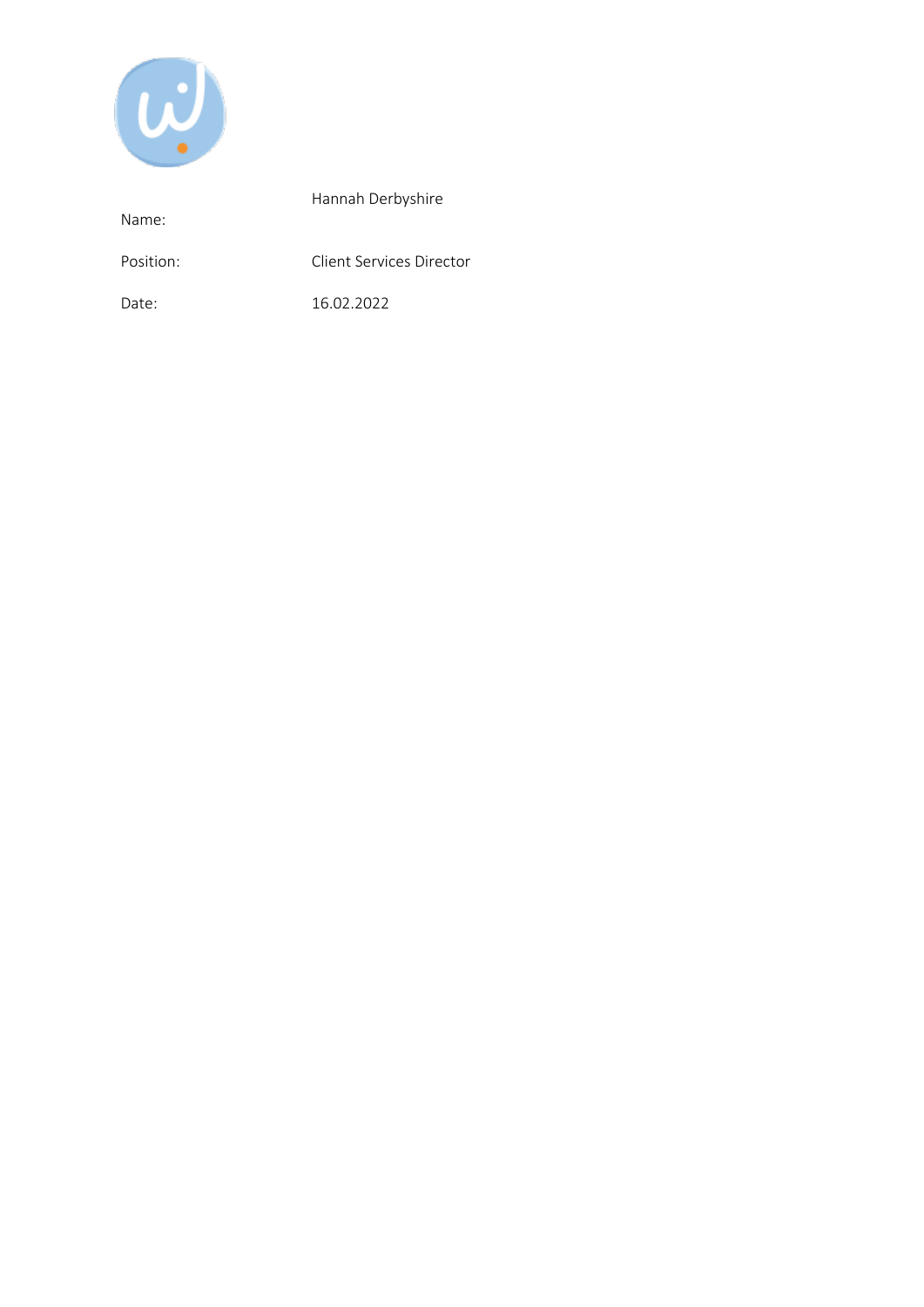| | |
|---|---|
| Name: | Hannah Derbyshire |
| Position: | Client Services Director |
| Date: | 16.02.2022 |